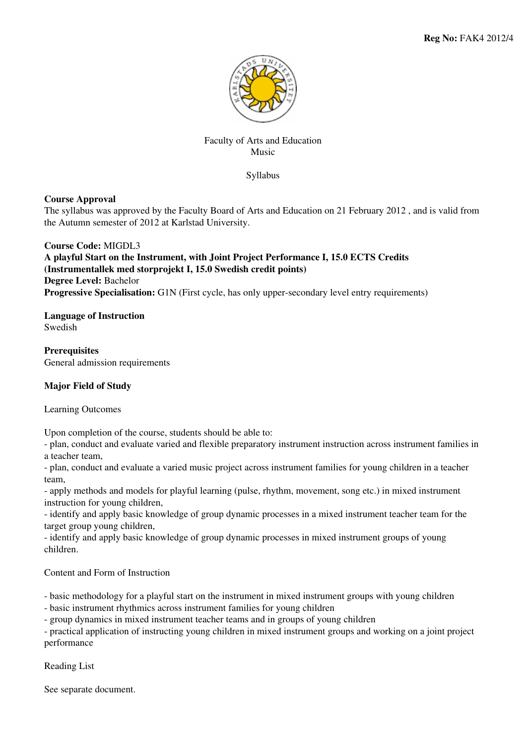**Reg No:** FAK4 2012/4

Faculty of Arts and Education
Music

Syllabus

**Course Approval**
The syllabus was approved by the Faculty Board of Arts and Education on 21 February 2012 , and is valid from the Autumn semester of 2012 at Karlstad University.

**Course Code:** MIGDL3
**A playful Start on the Instrument, with Joint Project Performance I, 15.0 ECTS Credits**
**(Instrumentallek med storprojekt I, 15.0 Swedish credit points)**
**Degree Level:** Bachelor
**Progressive Specialisation:** G1N (First cycle, has only upper-secondary level entry requirements)

**Language of Instruction**
Swedish

**Prerequisites**
General admission requirements

**Major Field of Study**

Learning Outcomes

Upon completion of the course, students should be able to:
- plan, conduct and evaluate varied and flexible preparatory instrument instruction across instrument families in a teacher team,
- plan, conduct and evaluate a varied music project across instrument families for young children in a teacher team,
- apply methods and models for playful learning (pulse, rhythm, movement, song etc.) in mixed instrument instruction for young children,
- identify and apply basic knowledge of group dynamic processes in a mixed instrument teacher team for the target group young children,
- identify and apply basic knowledge of group dynamic processes in mixed instrument groups of young children.

Content and Form of Instruction

- basic methodology for a playful start on the instrument in mixed instrument groups with young children
- basic instrument rhythmics across instrument families for young children
- group dynamics in mixed instrument teacher teams and in groups of young children
- practical application of instructing young children in mixed instrument groups and working on a joint project performance

Reading List

See separate document.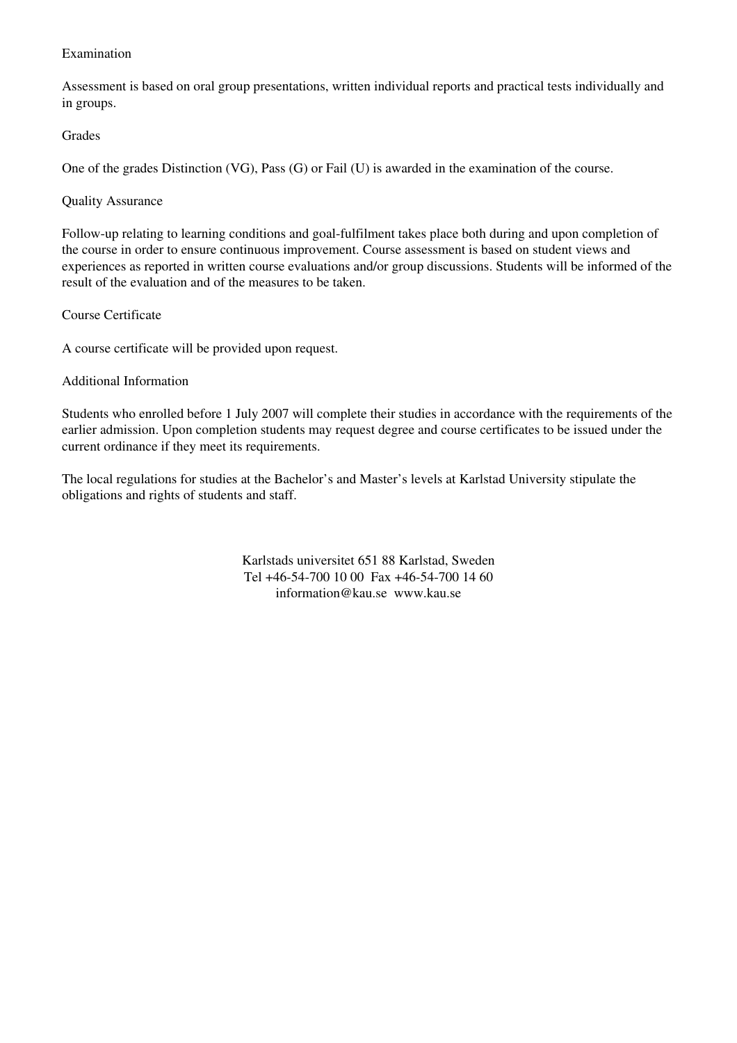## Examination

Assessment is based on oral group presentations, written individual reports and practical tests individually and in groups.

## Grades

One of the grades Distinction (VG), Pass (G) or Fail (U) is awarded in the examination of the course.

## Quality Assurance

Follow-up relating to learning conditions and goal-fulfilment takes place both during and upon completion of the course in order to ensure continuous improvement. Course assessment is based on student views and experiences as reported in written course evaluations and/or group discussions. Students will be informed of the result of the evaluation and of the measures to be taken.

## Course Certificate

A course certificate will be provided upon request.

## Additional Information

Students who enrolled before 1 July 2007 will complete their studies in accordance with the requirements of the earlier admission. Upon completion students may request degree and course certificates to be issued under the current ordinance if they meet its requirements.

The local regulations for studies at the Bachelor's and Master's levels at Karlstad University stipulate the obligations and rights of students and staff.

Karlstads universitet 651 88 Karlstad, Sweden
Tel +46-54-700 10 00 Fax +46-54-700 14 60
information@kau.se www.kau.se